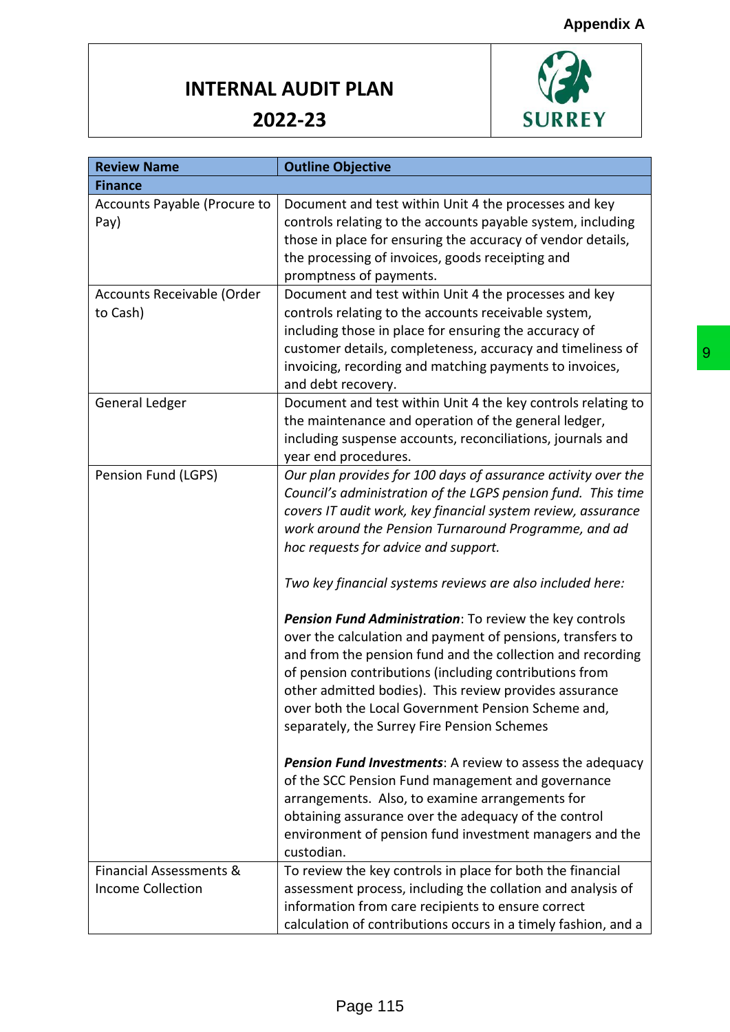Appendix A

# INTERNAL AUDIT PLAN 2022-23

SURREY

| Review Name | Outline Objective |
|---|---|
| **Finance** | |
| Accounts Payable (Procure to Pay) | Document and test within Unit 4 the processes and key controls relating to the accounts payable system, including those in place for ensuring the accuracy of vendor details, the processing of invoices, goods receipting and promptness of payments. |
| Accounts Receivable (Order to Cash) | Document and test within Unit 4 the processes and key controls relating to the accounts receivable system, including those in place for ensuring the accuracy of customer details, completeness, accuracy and timeliness of invoicing, recording and matching payments to invoices, and debt recovery. |
| General Ledger | Document and test within Unit 4 the key controls relating to the maintenance and operation of the general ledger, including suspense accounts, reconciliations, journals and year end procedures. |
| Pension Fund (LGPS) | *Our plan provides for 100 days of assurance activity over the Council's administration of the LGPS pension fund. This time covers IT audit work, key financial system review, assurance work around the Pension Turnaround Programme, and ad hoc requests for advice and support.*<br><br>*Two key financial systems reviews are also included here:*<br><br>***Pension Fund Administration***: To review the key controls over the calculation and payment of pensions, transfers to and from the pension fund and the collection and recording of pension contributions (including contributions from other admitted bodies). This review provides assurance over both the Local Government Pension Scheme and, separately, the Surrey Fire Pension Schemes<br><br>***Pension Fund Investments***: A review to assess the adequacy of the SCC Pension Fund management and governance arrangements. Also, to examine arrangements for obtaining assurance over the adequacy of the control environment of pension fund investment managers and the custodian. |
| Financial Assessments & Income Collection | To review the key controls in place for both the financial assessment process, including the collation and analysis of information from care recipients to ensure correct calculation of contributions occurs in a timely fashion, and a |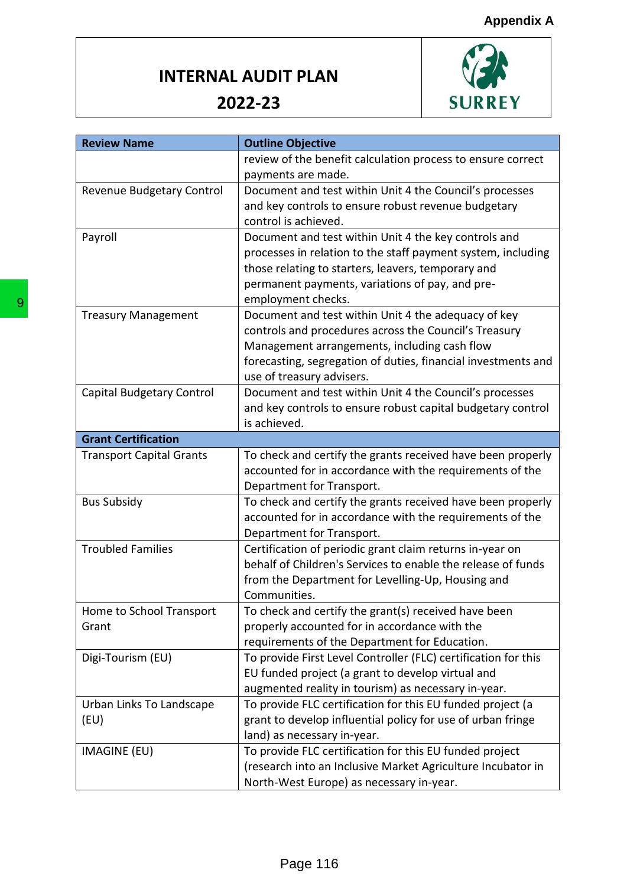Appendix A

# INTERNAL AUDIT PLAN 2022-23

| Review Name | Outline Objective |
|---|---|
| | review of the benefit calculation process to ensure correct payments are made. |
| Revenue Budgetary Control | Document and test within Unit 4 the Council's processes and key controls to ensure robust revenue budgetary control is achieved. |
| Payroll | Document and test within Unit 4 the key controls and processes in relation to the staff payment system, including those relating to starters, leavers, temporary and permanent payments, variations of pay, and pre-employment checks. |
| Treasury Management | Document and test within Unit 4 the adequacy of key controls and procedures across the Council's Treasury Management arrangements, including cash flow forecasting, segregation of duties, financial investments and use of treasury advisers. |
| Capital Budgetary Control | Document and test within Unit 4 the Council's processes and key controls to ensure robust capital budgetary control is achieved. |
| **Grant Certification** | |
| Transport Capital Grants | To check and certify the grants received have been properly accounted for in accordance with the requirements of the Department for Transport. |
| Bus Subsidy | To check and certify the grants received have been properly accounted for in accordance with the requirements of the Department for Transport. |
| Troubled Families | Certification of periodic grant claim returns in-year on behalf of Children's Services to enable the release of funds from the Department for Levelling-Up, Housing and Communities. |
| Home to School Transport Grant | To check and certify the grant(s) received have been properly accounted for in accordance with the requirements of the Department for Education. |
| Digi-Tourism (EU) | To provide First Level Controller (FLC) certification for this EU funded project (a grant to develop virtual and augmented reality in tourism) as necessary in-year. |
| Urban Links To Landscape (EU) | To provide FLC certification for this EU funded project (a grant to develop influential policy for use of urban fringe land) as necessary in-year. |
| IMAGINE (EU) | To provide FLC certification for this EU funded project (research into an Inclusive Market Agriculture Incubator in North-West Europe) as necessary in-year. |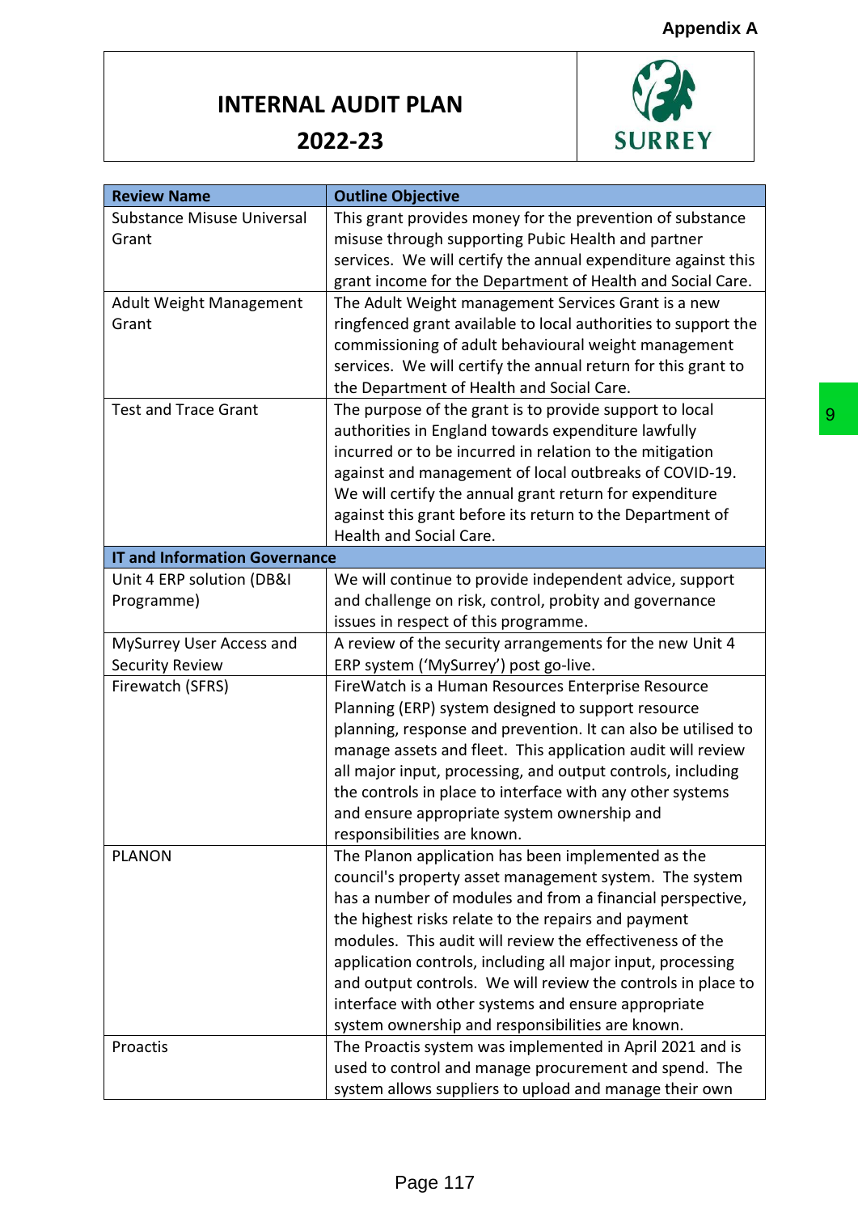Appendix A

# INTERNAL AUDIT PLAN 2022-23

SURREY

| Review Name | Outline Objective |
|---|---|
| Substance Misuse Universal Grant | This grant provides money for the prevention of substance misuse through supporting Pubic Health and partner services. We will certify the annual expenditure against this grant income for the Department of Health and Social Care. |
| Adult Weight Management Grant | The Adult Weight management Services Grant is a new ringfenced grant available to local authorities to support the commissioning of adult behavioural weight management services. We will certify the annual return for this grant to the Department of Health and Social Care. |
| Test and Trace Grant | The purpose of the grant is to provide support to local authorities in England towards expenditure lawfully incurred or to be incurred in relation to the mitigation against and management of local outbreaks of COVID-19. We will certify the annual grant return for expenditure against this grant before its return to the Department of Health and Social Care. |
| **IT and Information Governance** | |
| Unit 4 ERP solution (DB&I Programme) | We will continue to provide independent advice, support and challenge on risk, control, probity and governance issues in respect of this programme. |
| MySurrey User Access and Security Review | A review of the security arrangements for the new Unit 4 ERP system ('MySurrey') post go-live. |
| Firewatch (SFRS) | FireWatch is a Human Resources Enterprise Resource Planning (ERP) system designed to support resource planning, response and prevention. It can also be utilised to manage assets and fleet. This application audit will review all major input, processing, and output controls, including the controls in place to interface with any other systems and ensure appropriate system ownership and responsibilities are known. |
| PLANON | The Planon application has been implemented as the council's property asset management system. The system has a number of modules and from a financial perspective, the highest risks relate to the repairs and payment modules. This audit will review the effectiveness of the application controls, including all major input, processing and output controls. We will review the controls in place to interface with other systems and ensure appropriate system ownership and responsibilities are known. |
| Proactis | The Proactis system was implemented in April 2021 and is used to control and manage procurement and spend. The system allows suppliers to upload and manage their own |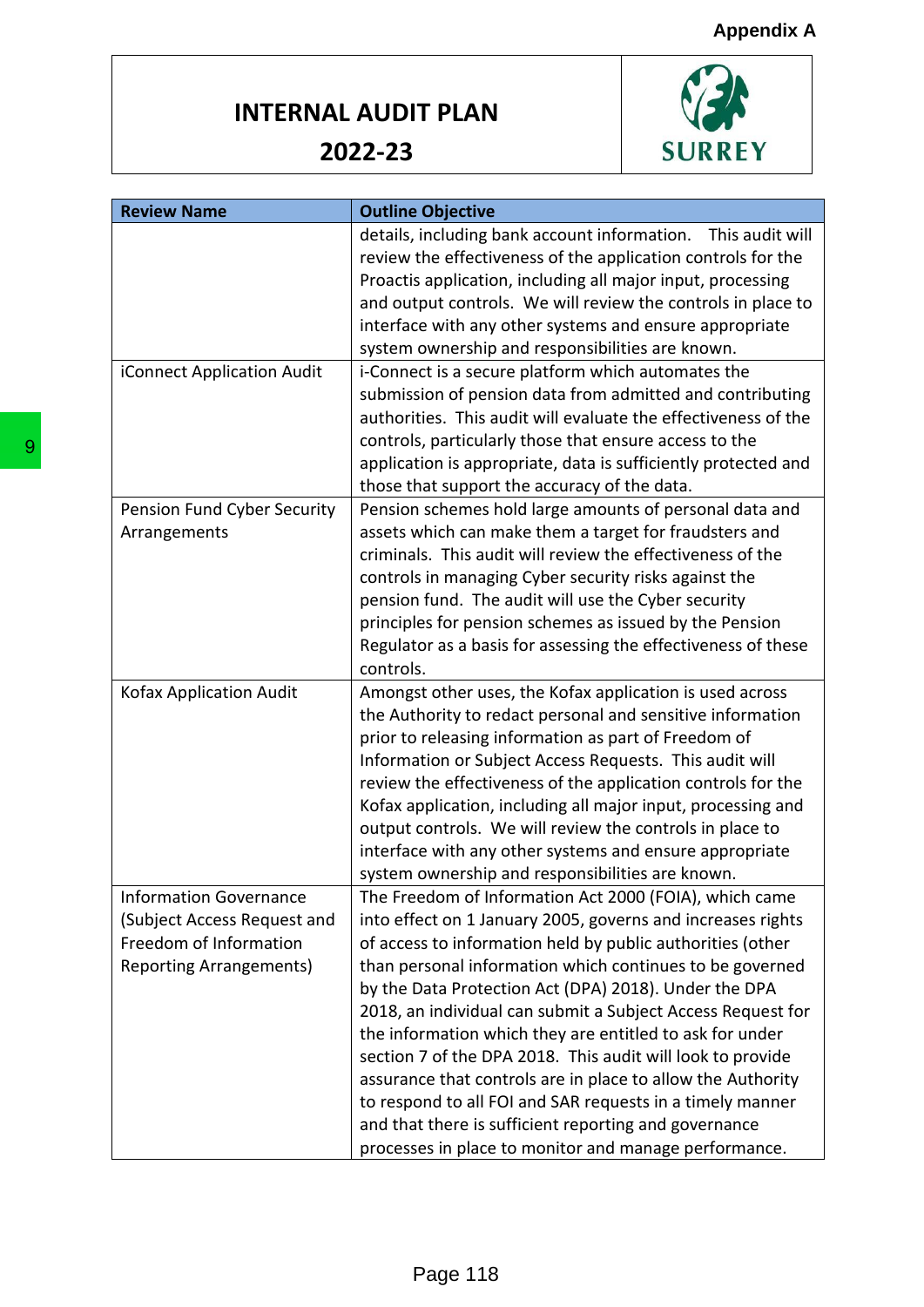**Appendix A**

# INTERNAL AUDIT PLAN

## 2022-23

SURREY

| Review Name | Outline Objective |
|---|---|
| | details, including bank account information. This audit will review the effectiveness of the application controls for the Proactis application, including all major input, processing and output controls. We will review the controls in place to interface with any other systems and ensure appropriate system ownership and responsibilities are known. |
| iConnect Application Audit | i-Connect is a secure platform which automates the submission of pension data from admitted and contributing authorities. This audit will evaluate the effectiveness of the controls, particularly those that ensure access to the application is appropriate, data is sufficiently protected and those that support the accuracy of the data. |
| Pension Fund Cyber Security Arrangements | Pension schemes hold large amounts of personal data and assets which can make them a target for fraudsters and criminals. This audit will review the effectiveness of the controls in managing Cyber security risks against the pension fund. The audit will use the Cyber security principles for pension schemes as issued by the Pension Regulator as a basis for assessing the effectiveness of these controls. |
| Kofax Application Audit | Amongst other uses, the Kofax application is used across the Authority to redact personal and sensitive information prior to releasing information as part of Freedom of Information or Subject Access Requests. This audit will review the effectiveness of the application controls for the Kofax application, including all major input, processing and output controls. We will review the controls in place to interface with any other systems and ensure appropriate system ownership and responsibilities are known. |
| Information Governance (Subject Access Request and Freedom of Information Reporting Arrangements) | The Freedom of Information Act 2000 (FOIA), which came into effect on 1 January 2005, governs and increases rights of access to information held by public authorities (other than personal information which continues to be governed by the Data Protection Act (DPA) 2018). Under the DPA 2018, an individual can submit a Subject Access Request for the information which they are entitled to ask for under section 7 of the DPA 2018. This audit will look to provide assurance that controls are in place to allow the Authority to respond to all FOI and SAR requests in a timely manner and that there is sufficient reporting and governance processes in place to monitor and manage performance. |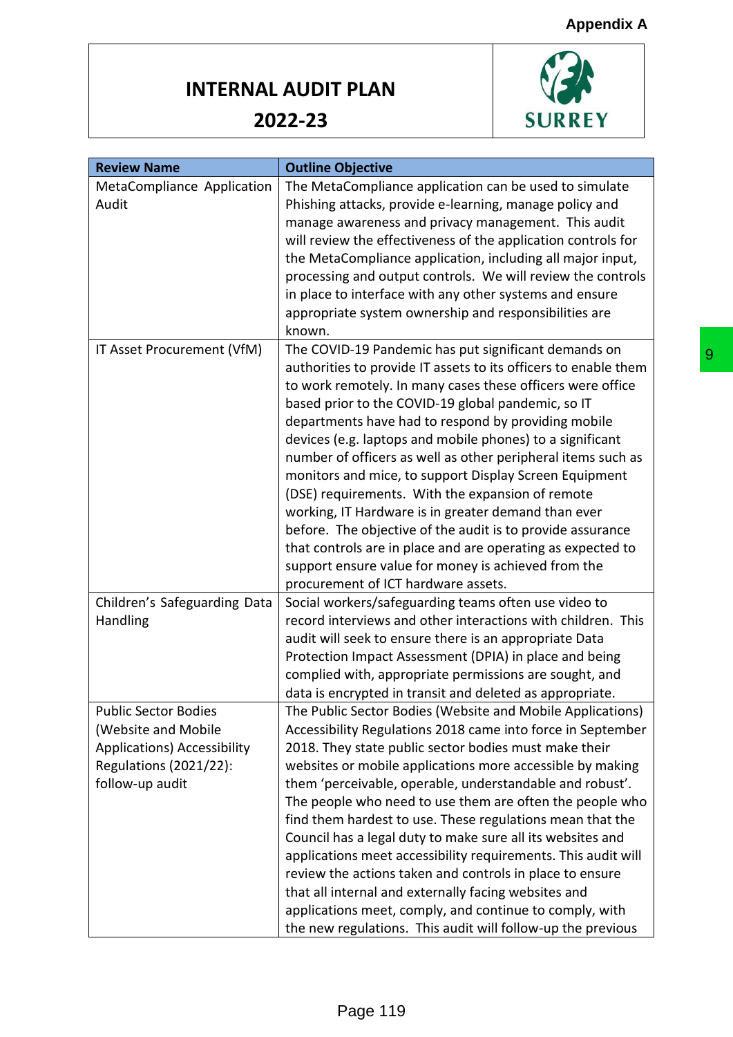Appendix A

# INTERNAL AUDIT PLAN 2022-23

SURREY

| Review Name | Outline Objective |
| --- | --- |
| MetaCompliance Application Audit | The MetaCompliance application can be used to simulate Phishing attacks, provide e-learning, manage policy and manage awareness and privacy management. This audit will review the effectiveness of the application controls for the MetaCompliance application, including all major input, processing and output controls. We will review the controls in place to interface with any other systems and ensure appropriate system ownership and responsibilities are known. |
| IT Asset Procurement (VfM) | The COVID-19 Pandemic has put significant demands on authorities to provide IT assets to its officers to enable them to work remotely. In many cases these officers were office based prior to the COVID-19 global pandemic, so IT departments have had to respond by providing mobile devices (e.g. laptops and mobile phones) to a significant number of officers as well as other peripheral items such as monitors and mice, to support Display Screen Equipment (DSE) requirements. With the expansion of remote working, IT Hardware is in greater demand than ever before. The objective of the audit is to provide assurance that controls are in place and are operating as expected to support ensure value for money is achieved from the procurement of ICT hardware assets. |
| Children's Safeguarding Data Handling | Social workers/safeguarding teams often use video to record interviews and other interactions with children. This audit will seek to ensure there is an appropriate Data Protection Impact Assessment (DPIA) in place and being complied with, appropriate permissions are sought, and data is encrypted in transit and deleted as appropriate. |
| Public Sector Bodies (Website and Mobile Applications) Accessibility Regulations (2021/22): follow-up audit | The Public Sector Bodies (Website and Mobile Applications) Accessibility Regulations 2018 came into force in September 2018. They state public sector bodies must make their websites or mobile applications more accessible by making them 'perceivable, operable, understandable and robust'. The people who need to use them are often the people who find them hardest to use. These regulations mean that the Council has a legal duty to make sure all its websites and applications meet accessibility requirements. This audit will review the actions taken and controls in place to ensure that all internal and externally facing websites and applications meet, comply, and continue to comply, with the new regulations. This audit will follow-up the previous |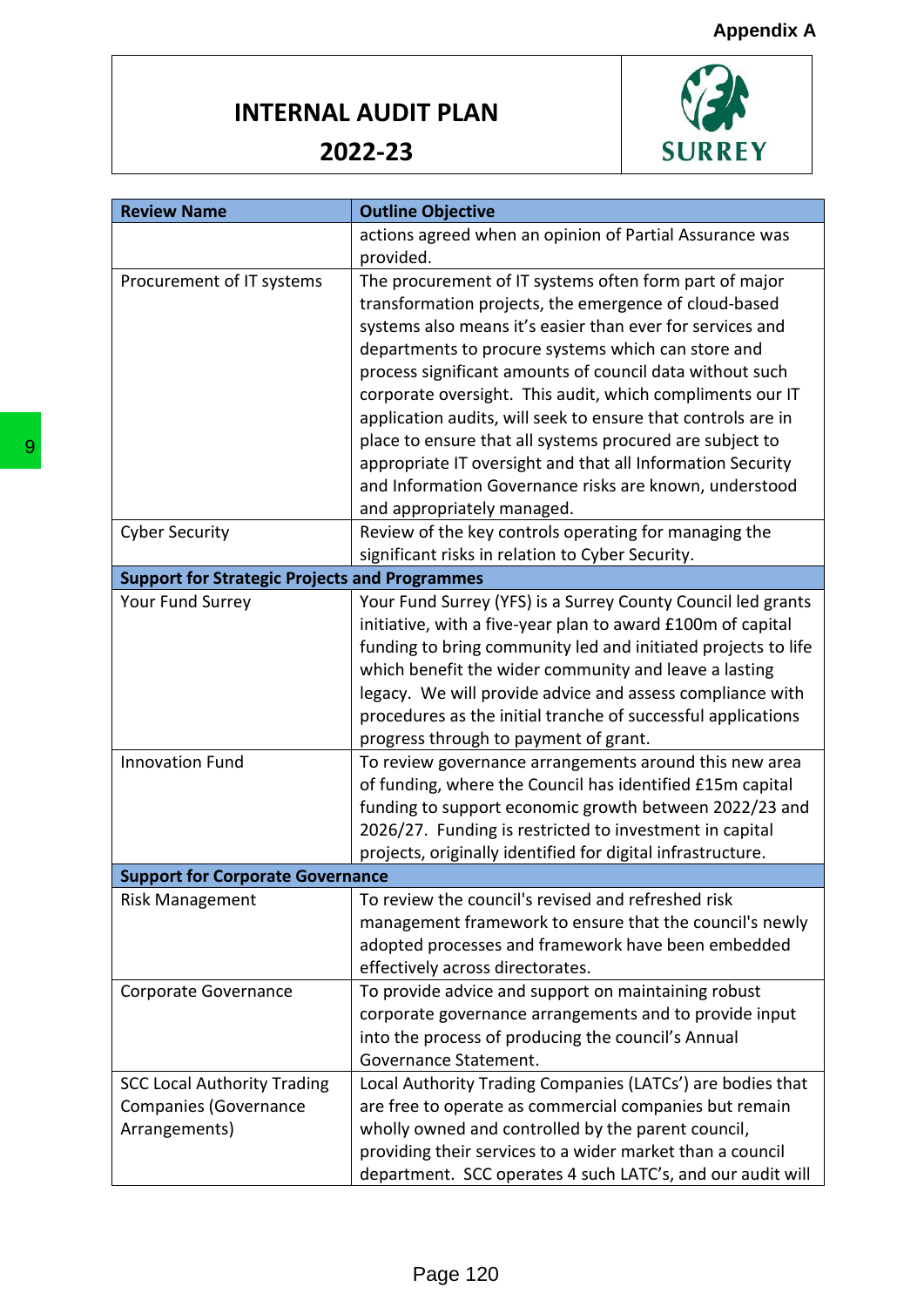Appendix A

# INTERNAL AUDIT PLAN 2022-23

| Review Name | Outline Objective |
| --- | --- |
| | actions agreed when an opinion of Partial Assurance was provided. |
| Procurement of IT systems | The procurement of IT systems often form part of major transformation projects, the emergence of cloud-based systems also means it's easier than ever for services and departments to procure systems which can store and process significant amounts of council data without such corporate oversight. This audit, which compliments our IT application audits, will seek to ensure that controls are in place to ensure that all systems procured are subject to appropriate IT oversight and that all Information Security and Information Governance risks are known, understood and appropriately managed. |
| Cyber Security | Review of the key controls operating for managing the significant risks in relation to Cyber Security. |
| **Support for Strategic Projects and Programmes** | |
| Your Fund Surrey | Your Fund Surrey (YFS) is a Surrey County Council led grants initiative, with a five-year plan to award £100m of capital funding to bring community led and initiated projects to life which benefit the wider community and leave a lasting legacy. We will provide advice and assess compliance with procedures as the initial tranche of successful applications progress through to payment of grant. |
| Innovation Fund | To review governance arrangements around this new area of funding, where the Council has identified £15m capital funding to support economic growth between 2022/23 and 2026/27. Funding is restricted to investment in capital projects, originally identified for digital infrastructure. |
| **Support for Corporate Governance** | |
| Risk Management | To review the council's revised and refreshed risk management framework to ensure that the council's newly adopted processes and framework have been embedded effectively across directorates. |
| Corporate Governance | To provide advice and support on maintaining robust corporate governance arrangements and to provide input into the process of producing the council's Annual Governance Statement. |
| SCC Local Authority Trading Companies (Governance Arrangements) | Local Authority Trading Companies (LATCs') are bodies that are free to operate as commercial companies but remain wholly owned and controlled by the parent council, providing their services to a wider market than a council department. SCC operates 4 such LATC's, and our audit will |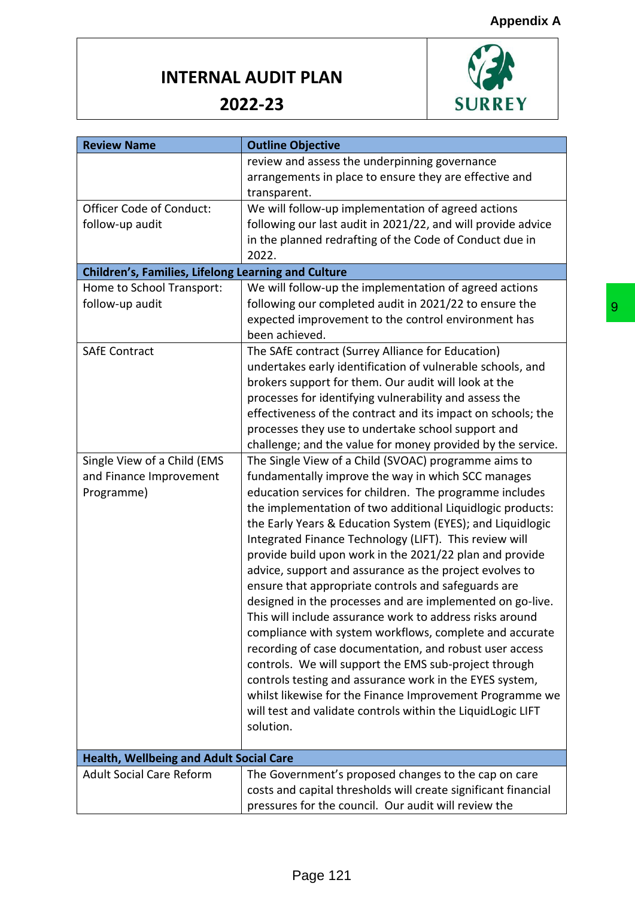Appendix A

# INTERNAL AUDIT PLAN 2022-23

SURREY

| Review Name | Outline Objective |
|---|---|
| | review and assess the underpinning governance arrangements in place to ensure they are effective and transparent. |
| Officer Code of Conduct: follow-up audit | We will follow-up implementation of agreed actions following our last audit in 2021/22, and will provide advice in the planned redrafting of the Code of Conduct due in 2022. |
| **Children's, Families, Lifelong Learning and Culture** | |
| Home to School Transport: follow-up audit | We will follow-up the implementation of agreed actions following our completed audit in 2021/22 to ensure the expected improvement to the control environment has been achieved. |
| SAfE Contract | The SAfE contract (Surrey Alliance for Education) undertakes early identification of vulnerable schools, and brokers support for them. Our audit will look at the processes for identifying vulnerability and assess the effectiveness of the contract and its impact on schools; the processes they use to undertake school support and challenge; and the value for money provided by the service. |
| Single View of a Child (EMS and Finance Improvement Programme) | The Single View of a Child (SVOAC) programme aims to fundamentally improve the way in which SCC manages education services for children. The programme includes the implementation of two additional Liquidlogic products: the Early Years & Education System (EYES); and Liquidlogic Integrated Finance Technology (LIFT). This review will provide build upon work in the 2021/22 plan and provide advice, support and assurance as the project evolves to ensure that appropriate controls and safeguards are designed in the processes and are implemented on go-live. This will include assurance work to address risks around compliance with system workflows, complete and accurate recording of case documentation, and robust user access controls. We will support the EMS sub-project through controls testing and assurance work in the EYES system, whilst likewise for the Finance Improvement Programme we will test and validate controls within the LiquidLogic LIFT solution. |
| **Health, Wellbeing and Adult Social Care** | |
| Adult Social Care Reform | The Government's proposed changes to the cap on care costs and capital thresholds will create significant financial pressures for the council. Our audit will review the |

9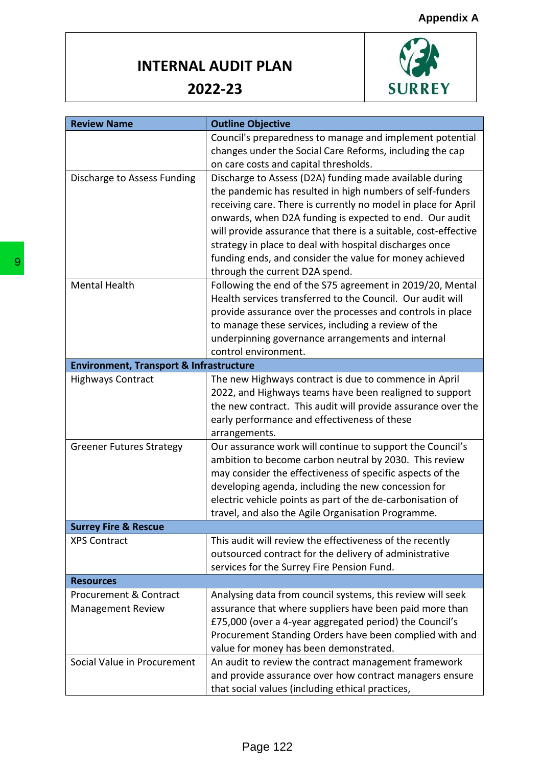Appendix A

# INTERNAL AUDIT PLAN 2022-23

SURREY

| Review Name | Outline Objective |
|---|---|
| | Council's preparedness to manage and implement potential changes under the Social Care Reforms, including the cap on care costs and capital thresholds. |
| Discharge to Assess Funding | Discharge to Assess (D2A) funding made available during the pandemic has resulted in high numbers of self-funders receiving care. There is currently no model in place for April onwards, when D2A funding is expected to end. Our audit will provide assurance that there is a suitable, cost-effective strategy in place to deal with hospital discharges once funding ends, and consider the value for money achieved through the current D2A spend. |
| Mental Health | Following the end of the S75 agreement in 2019/20, Mental Health services transferred to the Council. Our audit will provide assurance over the processes and controls in place to manage these services, including a review of the underpinning governance arrangements and internal control environment. |
| **Environment, Transport & Infrastructure** | |
| Highways Contract | The new Highways contract is due to commence in April 2022, and Highways teams have been realigned to support the new contract. This audit will provide assurance over the early performance and effectiveness of these arrangements. |
| Greener Futures Strategy | Our assurance work will continue to support the Council's ambition to become carbon neutral by 2030. This review may consider the effectiveness of specific aspects of the developing agenda, including the new concession for electric vehicle points as part of the de-carbonisation of travel, and also the Agile Organisation Programme. |
| **Surrey Fire & Rescue** | |
| XPS Contract | This audit will review the effectiveness of the recently outsourced contract for the delivery of administrative services for the Surrey Fire Pension Fund. |
| **Resources** | |
| Procurement & Contract Management Review | Analysing data from council systems, this review will seek assurance that where suppliers have been paid more than £75,000 (over a 4-year aggregated period) the Council's Procurement Standing Orders have been complied with and value for money has been demonstrated. |
| Social Value in Procurement | An audit to review the contract management framework and provide assurance over how contract managers ensure that social values (including ethical practices, |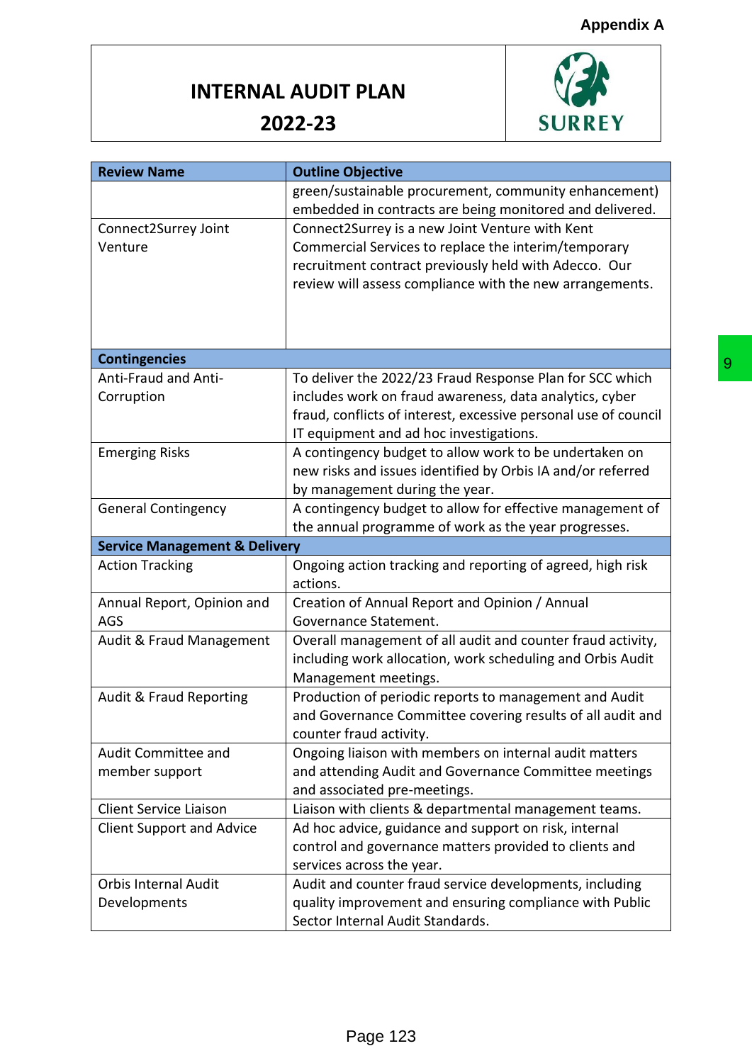Appendix A

# INTERNAL AUDIT PLAN 2022-23

| Review Name | Outline Objective |
|---|---|
| | green/sustainable procurement, community enhancement) embedded in contracts are being monitored and delivered. |
| Connect2Surrey Joint Venture | Connect2Surrey is a new Joint Venture with Kent Commercial Services to replace the interim/temporary recruitment contract previously held with Adecco. Our review will assess compliance with the new arrangements. |
| **Contingencies** | |
| Anti-Fraud and Anti-Corruption | To deliver the 2022/23 Fraud Response Plan for SCC which includes work on fraud awareness, data analytics, cyber fraud, conflicts of interest, excessive personal use of council IT equipment and ad hoc investigations. |
| Emerging Risks | A contingency budget to allow work to be undertaken on new risks and issues identified by Orbis IA and/or referred by management during the year. |
| General Contingency | A contingency budget to allow for effective management of the annual programme of work as the year progresses. |
| **Service Management & Delivery** | |
| Action Tracking | Ongoing action tracking and reporting of agreed, high risk actions. |
| Annual Report, Opinion and AGS | Creation of Annual Report and Opinion / Annual Governance Statement. |
| Audit & Fraud Management | Overall management of all audit and counter fraud activity, including work allocation, work scheduling and Orbis Audit Management meetings. |
| Audit & Fraud Reporting | Production of periodic reports to management and Audit and Governance Committee covering results of all audit and counter fraud activity. |
| Audit Committee and member support | Ongoing liaison with members on internal audit matters and attending Audit and Governance Committee meetings and associated pre-meetings. |
| Client Service Liaison | Liaison with clients & departmental management teams. |
| Client Support and Advice | Ad hoc advice, guidance and support on risk, internal control and governance matters provided to clients and services across the year. |
| Orbis Internal Audit Developments | Audit and counter fraud service developments, including quality improvement and ensuring compliance with Public Sector Internal Audit Standards. |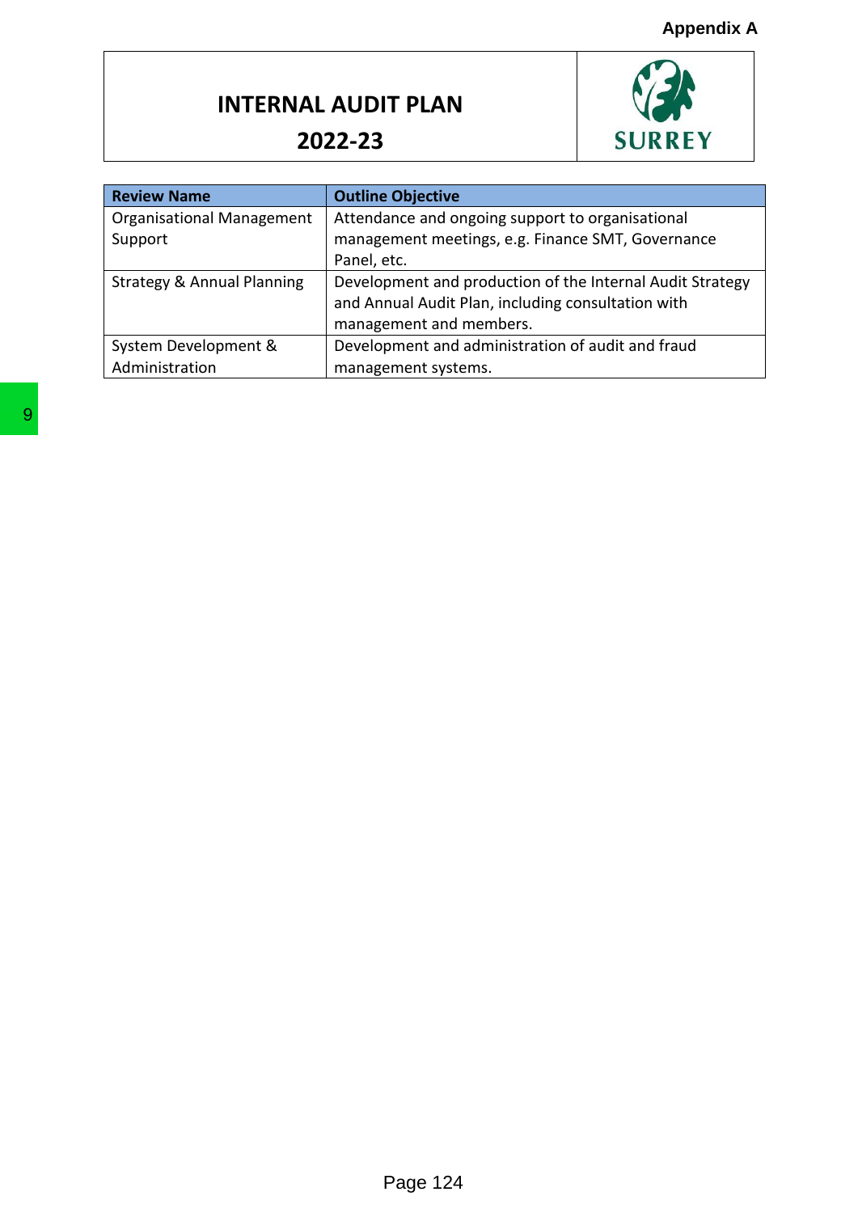Appendix A

# INTERNAL AUDIT PLAN 2022-23

SURREY

| Review Name | Outline Objective |
|---|---|
| Organisational Management Support | Attendance and ongoing support to organisational management meetings, e.g. Finance SMT, Governance Panel, etc. |
| Strategy & Annual Planning | Development and production of the Internal Audit Strategy and Annual Audit Plan, including consultation with management and members. |
| System Development & Administration | Development and administration of audit and fraud management systems. |